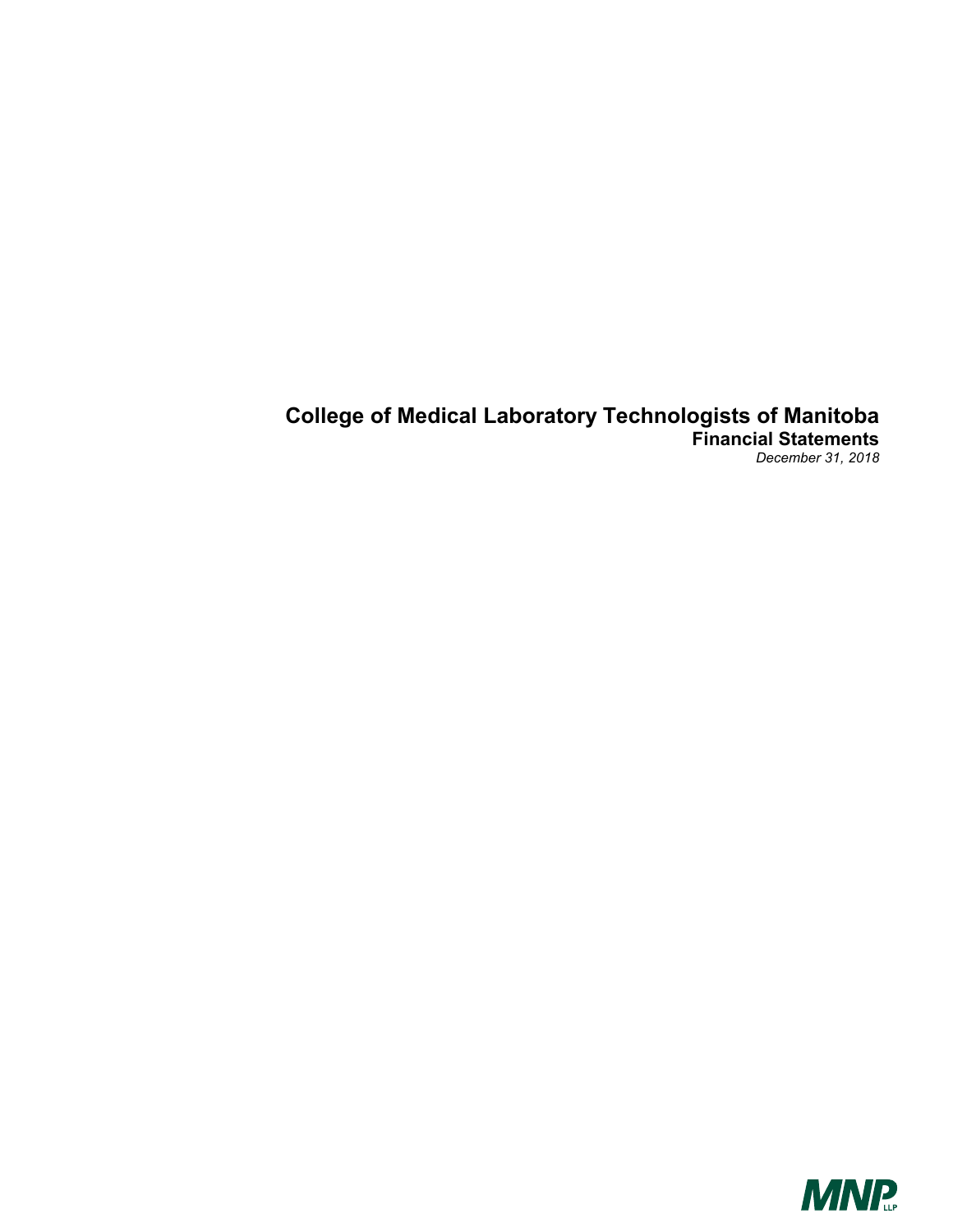# College of Medical Laboratory Technologists of Manitoba

## Financial Statements

*December 31, 2018*

MNP LLP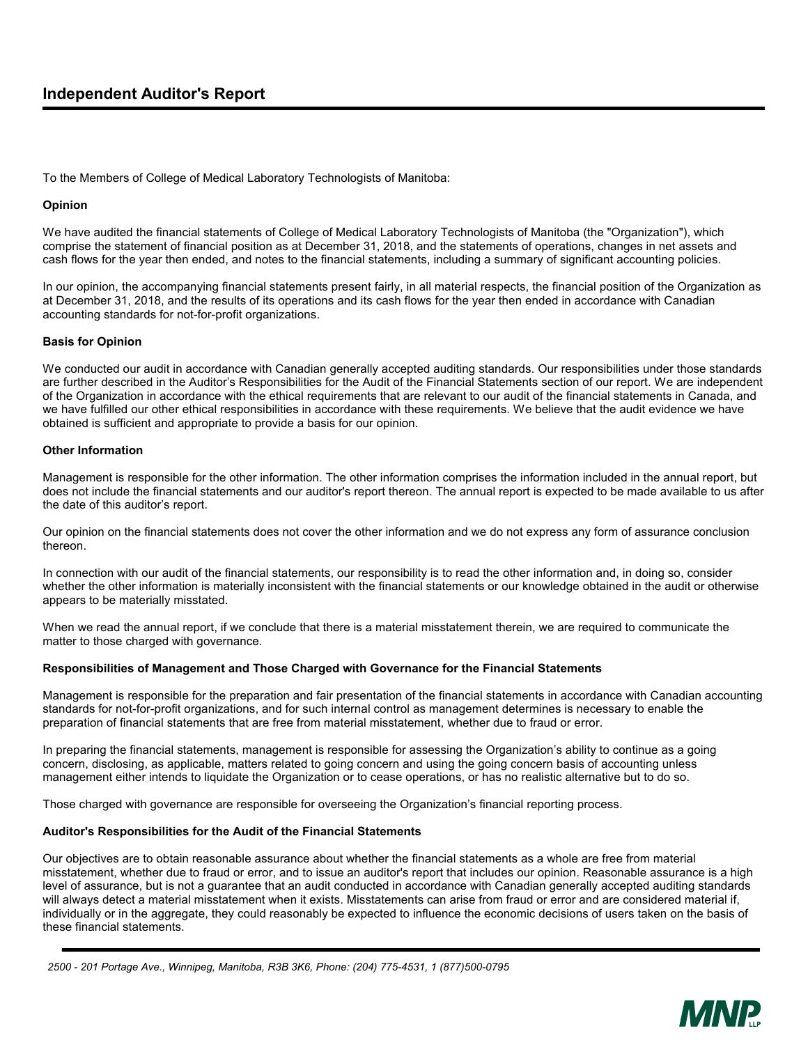# Independent Auditor's Report

To the Members of College of Medical Laboratory Technologists of Manitoba:

**Opinion**

We have audited the financial statements of College of Medical Laboratory Technologists of Manitoba (the "Organization"), which comprise the statement of financial position as at December 31, 2018, and the statements of operations, changes in net assets and cash flows for the year then ended, and notes to the financial statements, including a summary of significant accounting policies.

In our opinion, the accompanying financial statements present fairly, in all material respects, the financial position of the Organization as at December 31, 2018, and the results of its operations and its cash flows for the year then ended in accordance with Canadian accounting standards for not-for-profit organizations.

**Basis for Opinion**

We conducted our audit in accordance with Canadian generally accepted auditing standards. Our responsibilities under those standards are further described in the Auditor's Responsibilities for the Audit of the Financial Statements section of our report. We are independent of the Organization in accordance with the ethical requirements that are relevant to our audit of the financial statements in Canada, and we have fulfilled our other ethical responsibilities in accordance with these requirements. We believe that the audit evidence we have obtained is sufficient and appropriate to provide a basis for our opinion.

**Other Information**

Management is responsible for the other information. The other information comprises the information included in the annual report, but does not include the financial statements and our auditor's report thereon. The annual report is expected to be made available to us after the date of this auditor's report.

Our opinion on the financial statements does not cover the other information and we do not express any form of assurance conclusion thereon.

In connection with our audit of the financial statements, our responsibility is to read the other information and, in doing so, consider whether the other information is materially inconsistent with the financial statements or our knowledge obtained in the audit or otherwise appears to be materially misstated.

When we read the annual report, if we conclude that there is a material misstatement therein, we are required to communicate the matter to those charged with governance.

**Responsibilities of Management and Those Charged with Governance for the Financial Statements**

Management is responsible for the preparation and fair presentation of the financial statements in accordance with Canadian accounting standards for not-for-profit organizations, and for such internal control as management determines is necessary to enable the preparation of financial statements that are free from material misstatement, whether due to fraud or error.

In preparing the financial statements, management is responsible for assessing the Organization's ability to continue as a going concern, disclosing, as applicable, matters related to going concern and using the going concern basis of accounting unless management either intends to liquidate the Organization or to cease operations, or has no realistic alternative but to do so.

Those charged with governance are responsible for overseeing the Organization's financial reporting process.

**Auditor's Responsibilities for the Audit of the Financial Statements**

Our objectives are to obtain reasonable assurance about whether the financial statements as a whole are free from material misstatement, whether due to fraud or error, and to issue an auditor's report that includes our opinion. Reasonable assurance is a high level of assurance, but is not a guarantee that an audit conducted in accordance with Canadian generally accepted auditing standards will always detect a material misstatement when it exists. Misstatements can arise from fraud or error and are considered material if, individually or in the aggregate, they could reasonably be expected to influence the economic decisions of users taken on the basis of these financial statements.

*2500 - 201 Portage Ave., Winnipeg, Manitoba, R3B 3K6, Phone: (204) 775-4531, 1 (877)500-0795*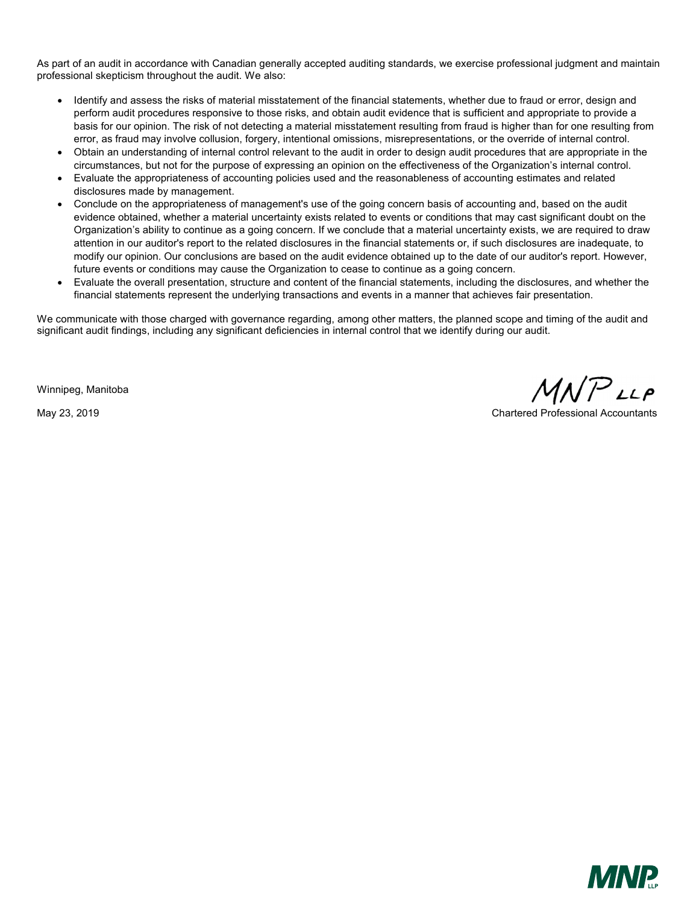As part of an audit in accordance with Canadian generally accepted auditing standards, we exercise professional judgment and maintain professional skepticism throughout the audit. We also:

- Identify and assess the risks of material misstatement of the financial statements, whether due to fraud or error, design and perform audit procedures responsive to those risks, and obtain audit evidence that is sufficient and appropriate to provide a basis for our opinion. The risk of not detecting a material misstatement resulting from fraud is higher than for one resulting from error, as fraud may involve collusion, forgery, intentional omissions, misrepresentations, or the override of internal control.
- Obtain an understanding of internal control relevant to the audit in order to design audit procedures that are appropriate in the circumstances, but not for the purpose of expressing an opinion on the effectiveness of the Organization's internal control.
- Evaluate the appropriateness of accounting policies used and the reasonableness of accounting estimates and related disclosures made by management.
- Conclude on the appropriateness of management's use of the going concern basis of accounting and, based on the audit evidence obtained, whether a material uncertainty exists related to events or conditions that may cast significant doubt on the Organization's ability to continue as a going concern. If we conclude that a material uncertainty exists, we are required to draw attention in our auditor's report to the related disclosures in the financial statements or, if such disclosures are inadequate, to modify our opinion. Our conclusions are based on the audit evidence obtained up to the date of our auditor's report. However, future events or conditions may cause the Organization to cease to continue as a going concern.
- Evaluate the overall presentation, structure and content of the financial statements, including the disclosures, and whether the financial statements represent the underlying transactions and events in a manner that achieves fair presentation.

We communicate with those charged with governance regarding, among other matters, the planned scope and timing of the audit and significant audit findings, including any significant deficiencies in internal control that we identify during our audit.

Winnipeg, Manitoba

May 23, 2019

MNP LLP

Chartered Professional Accountants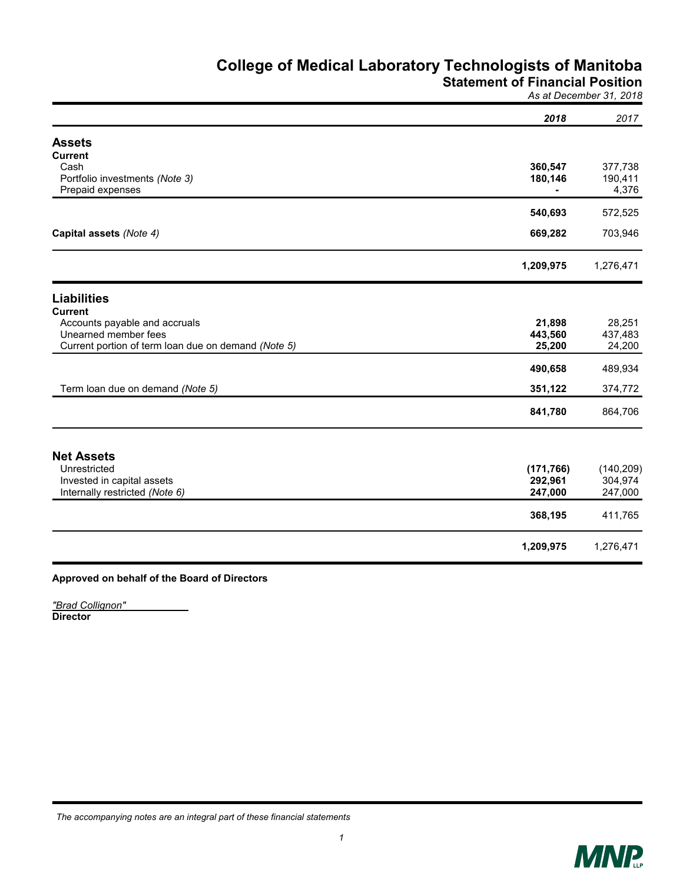# College of Medical Laboratory Technologists of Manitoba
## Statement of Financial Position
*As at December 31, 2018*

| | **2018** | *2017* |
|---|---|---|
| **Assets** | | |
| **Current** | | |
| Cash | **360,547** | 377,738 |
| Portfolio investments *(Note 3)* | **180,146** | 190,411 |
| Prepaid expenses | **-** | 4,376 |
| | **540,693** | 572,525 |
| **Capital assets** *(Note 4)* | **669,282** | 703,946 |
| | **1,209,975** | 1,276,471 |
| **Liabilities** | | |
| **Current** | | |
| Accounts payable and accruals | **21,898** | 28,251 |
| Unearned member fees | **443,560** | 437,483 |
| Current portion of term loan due on demand *(Note 5)* | **25,200** | 24,200 |
| | **490,658** | 489,934 |
| Term loan due on demand *(Note 5)* | **351,122** | 374,772 |
| | **841,780** | 864,706 |
| **Net Assets** | | |
| Unrestricted | **(171,766)** | (140,209) |
| Invested in capital assets | **292,961** | 304,974 |
| Internally restricted *(Note 6)* | **247,000** | 247,000 |
| | **368,195** | 411,765 |
| | **1,209,975** | 1,276,471 |

**Approved on behalf of the Board of Directors**

*"Brad Collignon"*
**Director**

*The accompanying notes are an integral part of these financial statements*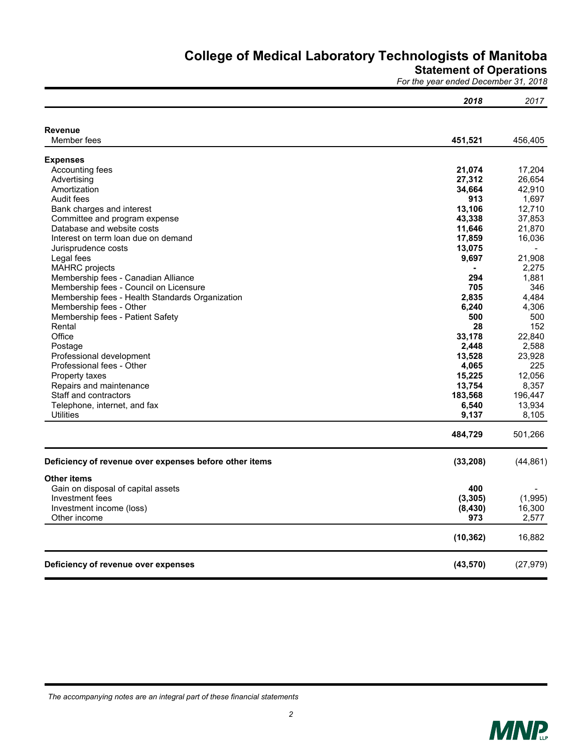# College of Medical Laboratory Technologists of Manitoba

## Statement of Operations

*For the year ended December 31, 2018*

| | ***2018*** | *2017* |
|---|---|---|
| **Revenue** | | |
| Member fees | **451,521** | 456,405 |
| **Expenses** | | |
| Accounting fees | **21,074** | 17,204 |
| Advertising | **27,312** | 26,654 |
| Amortization | **34,664** | 42,910 |
| Audit fees | **913** | 1,697 |
| Bank charges and interest | **13,106** | 12,710 |
| Committee and program expense | **43,338** | 37,853 |
| Database and website costs | **11,646** | 21,870 |
| Interest on term loan due on demand | **17,859** | 16,036 |
| Jurisprudence costs | **13,075** | - |
| Legal fees | **9,697** | 21,908 |
| MAHRC projects | **-** | 2,275 |
| Membership fees - Canadian Alliance | **294** | 1,881 |
| Membership fees - Council on Licensure | **705** | 346 |
| Membership fees - Health Standards Organization | **2,835** | 4,484 |
| Membership fees - Other | **6,240** | 4,306 |
| Membership fees - Patient Safety | **500** | 500 |
| Rental | **28** | 152 |
| Office | **33,178** | 22,840 |
| Postage | **2,448** | 2,588 |
| Professional development | **13,528** | 23,928 |
| Professional fees - Other | **4,065** | 225 |
| Property taxes | **15,225** | 12,056 |
| Repairs and maintenance | **13,754** | 8,357 |
| Staff and contractors | **183,568** | 196,447 |
| Telephone, internet, and fax | **6,540** | 13,934 |
| Utilities | **9,137** | 8,105 |
| | **484,729** | 501,266 |
| **Deficiency of revenue over expenses before other items** | **(33,208)** | (44,861) |
| **Other items** | | |
| Gain on disposal of capital assets | **400** | - |
| Investment fees | **(3,305)** | (1,995) |
| Investment income (loss) | **(8,430)** | 16,300 |
| Other income | **973** | 2,577 |
| | **(10,362)** | 16,882 |
| **Deficiency of revenue over expenses** | **(43,570)** | (27,979) |

*The accompanying notes are an integral part of these financial statements*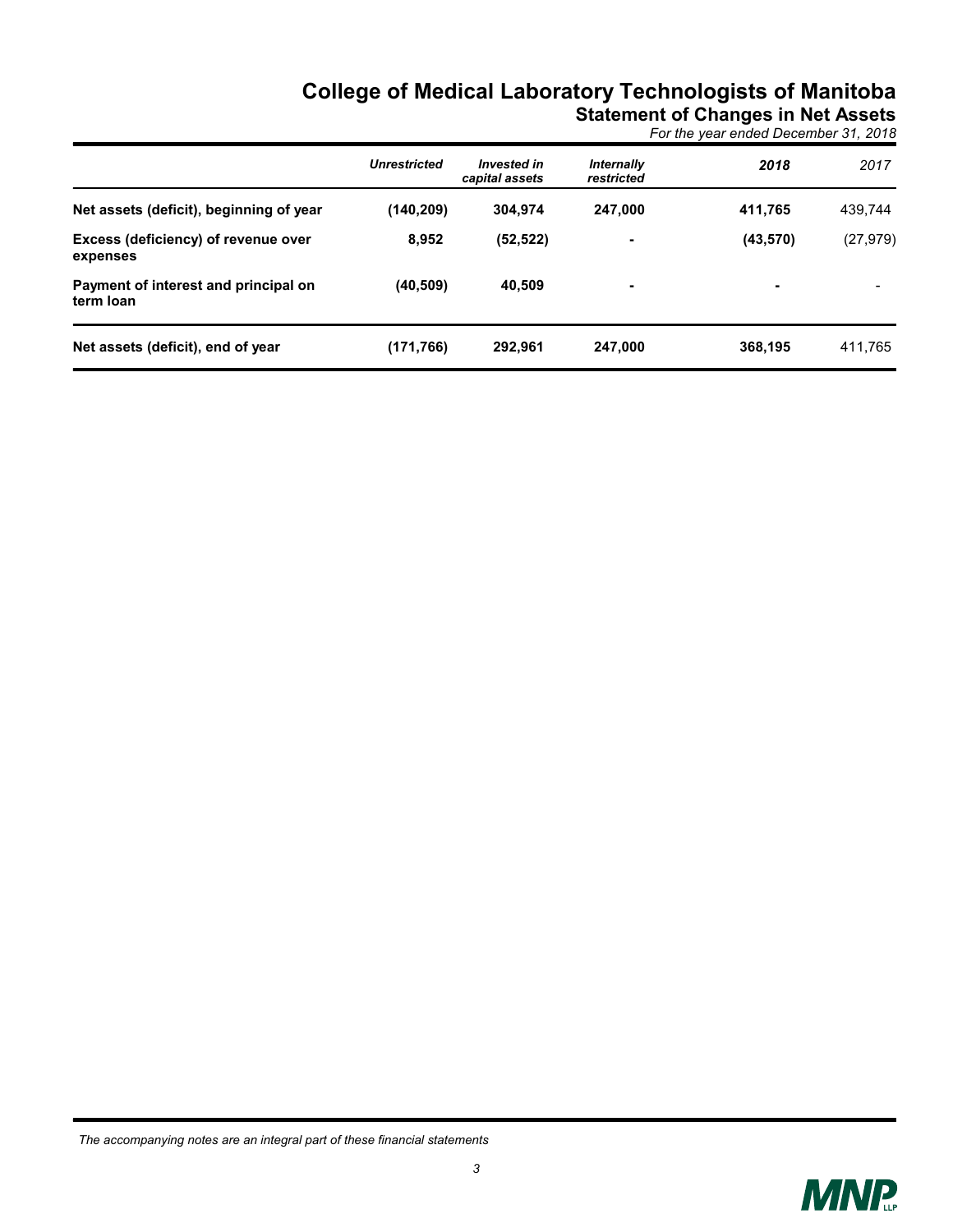# College of Medical Laboratory Technologists of Manitoba

## Statement of Changes in Net Assets

*For the year ended December 31, 2018*

| | *Unrestricted* | *Invested in capital assets* | *Internally restricted* | *2018* | *2017* |
|---|---|---|---|---|---|
| **Net assets (deficit), beginning of year** | **(140,209)** | **304,974** | **247,000** | **411,765** | 439,744 |
| **Excess (deficiency) of revenue over expenses** | **8,952** | **(52,522)** | **-** | **(43,570)** | (27,979) |
| **Payment of interest and principal on term loan** | **(40,509)** | **40,509** | **-** | **-** | - |
| **Net assets (deficit), end of year** | **(171,766)** | **292,961** | **247,000** | **368,195** | 411,765 |

*The accompanying notes are an integral part of these financial statements*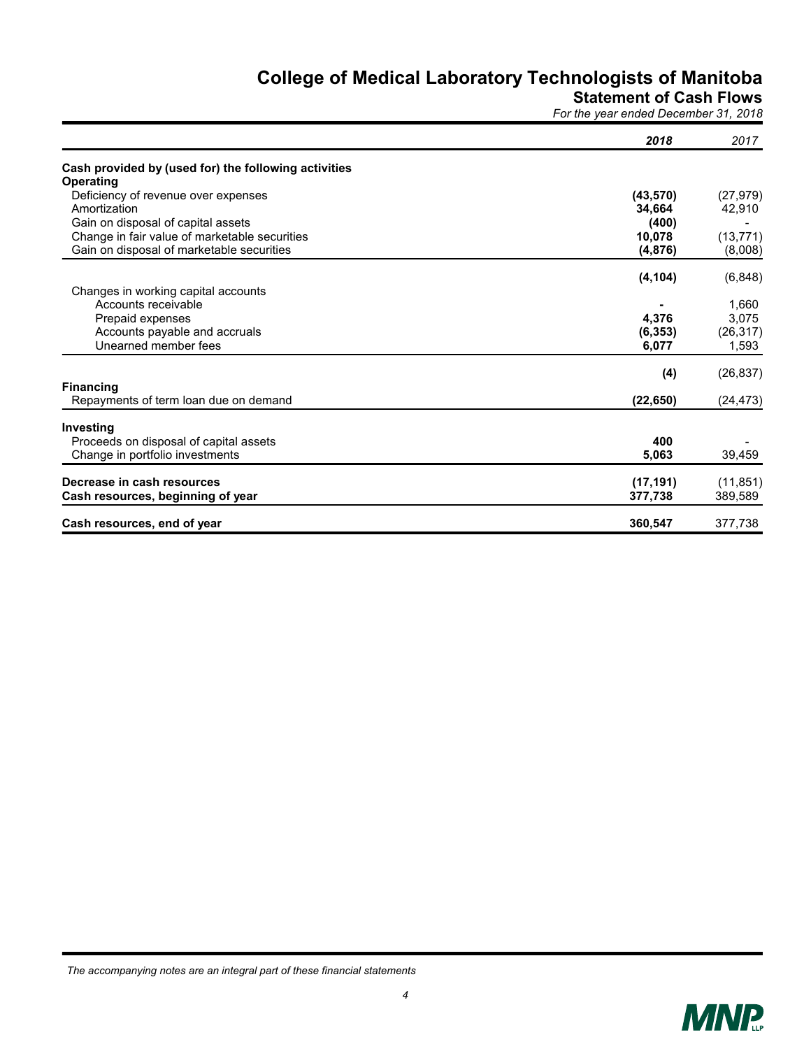# College of Medical Laboratory Technologists of Manitoba

## Statement of Cash Flows

*For the year ended December 31, 2018*

| | **2018** | 2017 |
|---|---|---|
| **Cash provided by (used for) the following activities** | | |
| **Operating** | | |
| Deficiency of revenue over expenses | **(43,570)** | (27,979) |
| Amortization | **34,664** | 42,910 |
| Gain on disposal of capital assets | **(400)** | - |
| Change in fair value of marketable securities | **10,078** | (13,771) |
| Gain on disposal of marketable securities | **(4,876)** | (8,008) |
| | **(4,104)** | (6,848) |
| Changes in working capital accounts | | |
| Accounts receivable | **-** | 1,660 |
| Prepaid expenses | **4,376** | 3,075 |
| Accounts payable and accruals | **(6,353)** | (26,317) |
| Unearned member fees | **6,077** | 1,593 |
| | **(4)** | (26,837) |
| **Financing** | | |
| Repayments of term loan due on demand | **(22,650)** | (24,473) |
| **Investing** | | |
| Proceeds on disposal of capital assets | **400** | - |
| Change in portfolio investments | **5,063** | 39,459 |
| **Decrease in cash resources** | **(17,191)** | (11,851) |
| **Cash resources, beginning of year** | **377,738** | 389,589 |
| **Cash resources, end of year** | **360,547** | 377,738 |

*The accompanying notes are an integral part of these financial statements*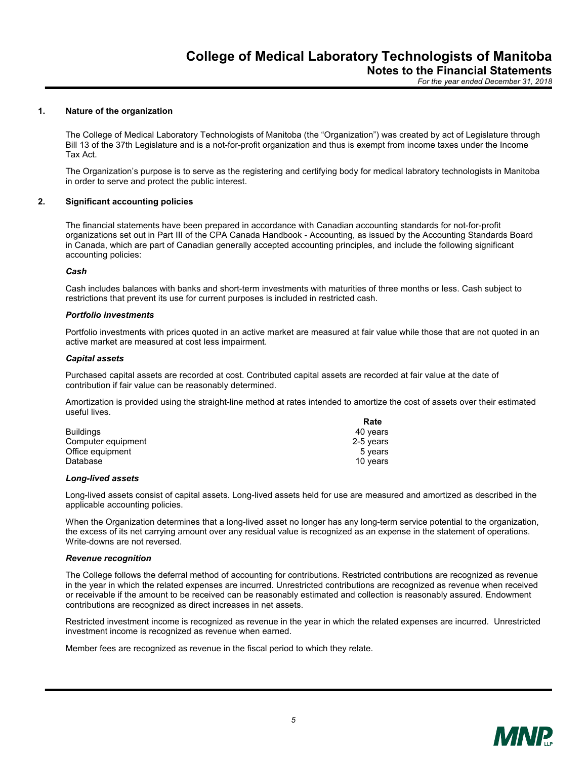## 1. Nature of the organization

The College of Medical Laboratory Technologists of Manitoba (the "Organization") was created by act of Legislature through Bill 13 of the 37th Legislature and is a not-for-profit organization and thus is exempt from income taxes under the Income Tax Act.

The Organization's purpose is to serve as the registering and certifying body for medical labratory technologists in Manitoba in order to serve and protect the public interest.

## 2. Significant accounting policies

The financial statements have been prepared in accordance with Canadian accounting standards for not-for-profit organizations set out in Part III of the CPA Canada Handbook - Accounting, as issued by the Accounting Standards Board in Canada, which are part of Canadian generally accepted accounting principles, and include the following significant accounting policies:

***Cash***

Cash includes balances with banks and short-term investments with maturities of three months or less. Cash subject to restrictions that prevent its use for current purposes is included in restricted cash.

***Portfolio investments***

Portfolio investments with prices quoted in an active market are measured at fair value while those that are not quoted in an active market are measured at cost less impairment.

***Capital assets***

Purchased capital assets are recorded at cost. Contributed capital assets are recorded at fair value at the date of contribution if fair value can be reasonably determined.

Amortization is provided using the straight-line method at rates intended to amortize the cost of assets over their estimated useful lives.

| | Rate |
|---|---|
| Buildings | 40 years |
| Computer equipment | 2-5 years |
| Office equipment | 5 years |
| Database | 10 years |

***Long-lived assets***

Long-lived assets consist of capital assets. Long-lived assets held for use are measured and amortized as described in the applicable accounting policies.

When the Organization determines that a long-lived asset no longer has any long-term service potential to the organization, the excess of its net carrying amount over any residual value is recognized as an expense in the statement of operations. Write-downs are not reversed.

***Revenue recognition***

The College follows the deferral method of accounting for contributions. Restricted contributions are recognized as revenue in the year in which the related expenses are incurred. Unrestricted contributions are recognized as revenue when received or receivable if the amount to be received can be reasonably estimated and collection is reasonably assured. Endowment contributions are recognized as direct increases in net assets.

Restricted investment income is recognized as revenue in the year in which the related expenses are incurred. Unrestricted investment income is recognized as revenue when earned.

Member fees are recognized as revenue in the fiscal period to which they relate.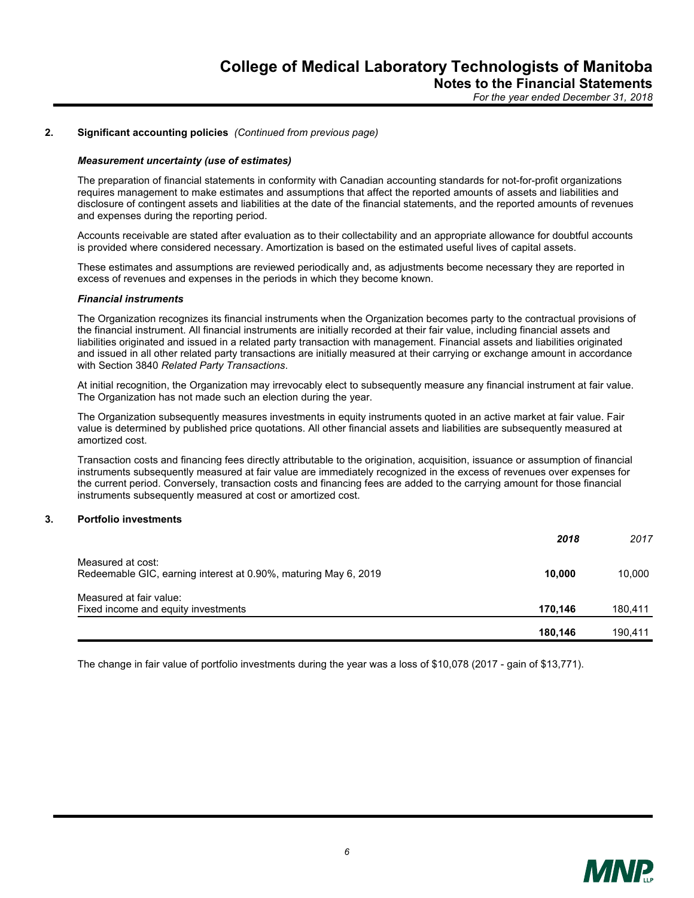## 2. Significant accounting policies *(Continued from previous page)*

***Measurement uncertainty (use of estimates)***

The preparation of financial statements in conformity with Canadian accounting standards for not-for-profit organizations requires management to make estimates and assumptions that affect the reported amounts of assets and liabilities and disclosure of contingent assets and liabilities at the date of the financial statements, and the reported amounts of revenues and expenses during the reporting period.

Accounts receivable are stated after evaluation as to their collectability and an appropriate allowance for doubtful accounts is provided where considered necessary. Amortization is based on the estimated useful lives of capital assets.

These estimates and assumptions are reviewed periodically and, as adjustments become necessary they are reported in excess of revenues and expenses in the periods in which they become known.

***Financial instruments***

The Organization recognizes its financial instruments when the Organization becomes party to the contractual provisions of the financial instrument. All financial instruments are initially recorded at their fair value, including financial assets and liabilities originated and issued in a related party transaction with management. Financial assets and liabilities originated and issued in all other related party transactions are initially measured at their carrying or exchange amount in accordance with Section 3840 *Related Party Transactions*.

At initial recognition, the Organization may irrevocably elect to subsequently measure any financial instrument at fair value. The Organization has not made such an election during the year.

The Organization subsequently measures investments in equity instruments quoted in an active market at fair value. Fair value is determined by published price quotations. All other financial assets and liabilities are subsequently measured at amortized cost.

Transaction costs and financing fees directly attributable to the origination, acquisition, issuance or assumption of financial instruments subsequently measured at fair value are immediately recognized in the excess of revenues over expenses for the current period. Conversely, transaction costs and financing fees are added to the carrying amount for those financial instruments subsequently measured at cost or amortized cost.

## 3. Portfolio investments

| | ***2018*** | *2017* |
|---|---|---|
| Measured at cost: | | |
| Redeemable GIC, earning interest at 0.90%, maturing May 6, 2019 | **10,000** | 10,000 |
| Measured at fair value: | | |
| Fixed income and equity investments | **170,146** | 180,411 |
| | **180,146** | 190,411 |

The change in fair value of portfolio investments during the year was a loss of $10,078 (2017 - gain of $13,771).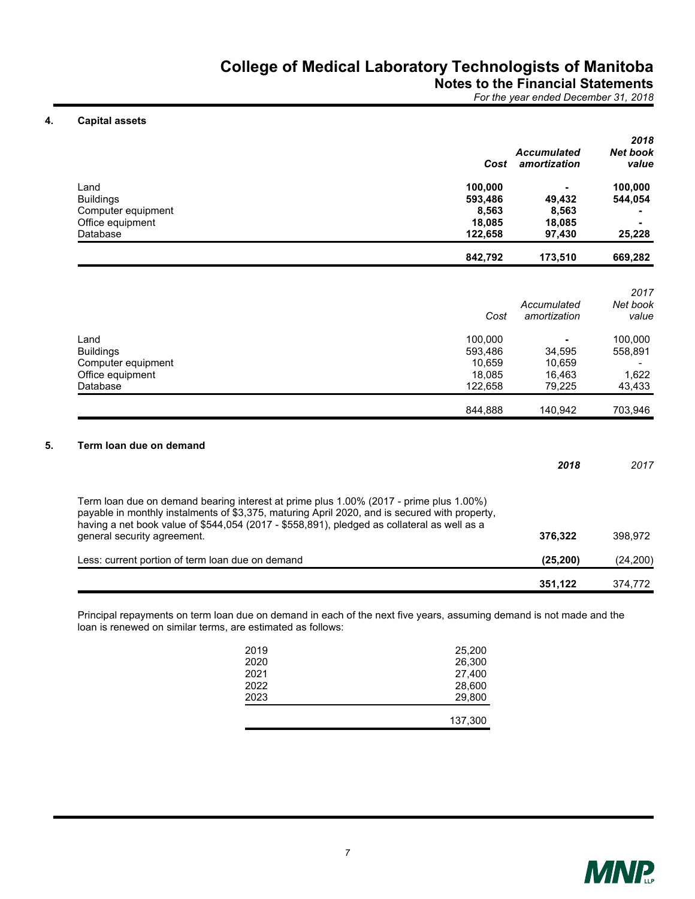# College of Medical Laboratory Technologists of Manitoba
## Notes to the Financial Statements
*For the year ended December 31, 2018*

### 4. Capital assets

| | Cost | Accumulated amortization | 2018 Net book value |
|---|---|---|---|
| Land | **100,000** | **-** | **100,000** |
| Buildings | **593,486** | **49,432** | **544,054** |
| Computer equipment | **8,563** | **8,563** | **-** |
| Office equipment | **18,085** | **18,085** | **-** |
| Database | **122,658** | **97,430** | **25,228** |
| | **842,792** | **173,510** | **669,282** |

| | Cost | Accumulated amortization | 2017 Net book value |
|---|---|---|---|
| Land | 100,000 | - | 100,000 |
| Buildings | 593,486 | 34,595 | 558,891 |
| Computer equipment | 10,659 | 10,659 | - |
| Office equipment | 18,085 | 16,463 | 1,622 |
| Database | 122,658 | 79,225 | 43,433 |
| | 844,888 | 140,942 | 703,946 |

### 5. Term loan due on demand

| | 2018 | 2017 |
|---|---|---|
| Term loan due on demand bearing interest at prime plus 1.00% (2017 - prime plus 1.00%) payable in monthly instalments of $3,375, maturing April 2020, and is secured with property, having a net book value of $544,054 (2017 - $558,891), pledged as collateral as well as a general security agreement. | **376,322** | 398,972 |
| Less: current portion of term loan due on demand | **(25,200)** | (24,200) |
| | **351,122** | 374,772 |

Principal repayments on term loan due on demand in each of the next five years, assuming demand is not made and the loan is renewed on similar terms, are estimated as follows:

| | |
|---|---|
| 2019 | 25,200 |
| 2020 | 26,300 |
| 2021 | 27,400 |
| 2022 | 28,600 |
| 2023 | 29,800 |
| | 137,300 |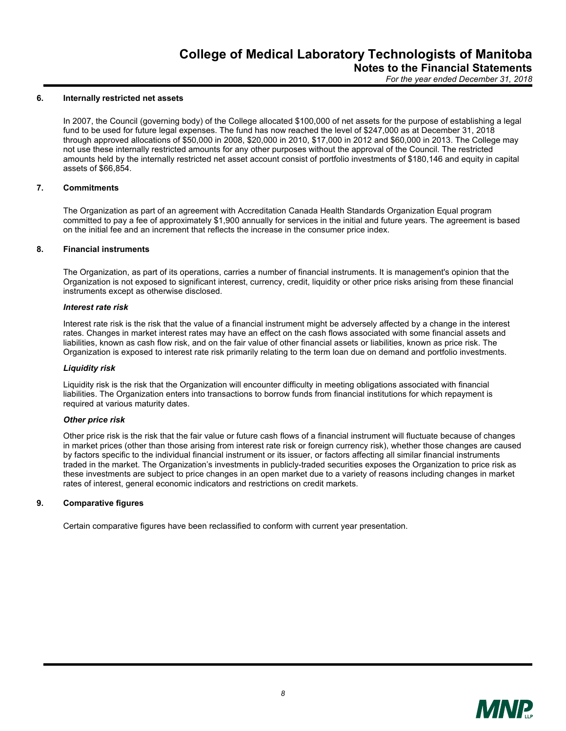### 6. Internally restricted net assets

In 2007, the Council (governing body) of the College allocated $100,000 of net assets for the purpose of establishing a legal fund to be used for future legal expenses. The fund has now reached the level of $247,000 as at December 31, 2018 through approved allocations of $50,000 in 2008, $20,000 in 2010, $17,000 in 2012 and $60,000 in 2013. The College may not use these internally restricted amounts for any other purposes without the approval of the Council. The restricted amounts held by the internally restricted net asset account consist of portfolio investments of $180,146 and equity in capital assets of $66,854.

### 7. Commitments

The Organization as part of an agreement with Accreditation Canada Health Standards Organization Equal program committed to pay a fee of approximately $1,900 annually for services in the initial and future years. The agreement is based on the initial fee and an increment that reflects the increase in the consumer price index.

### 8. Financial instruments

The Organization, as part of its operations, carries a number of financial instruments. It is management's opinion that the Organization is not exposed to significant interest, currency, credit, liquidity or other price risks arising from these financial instruments except as otherwise disclosed.

***Interest rate risk***

Interest rate risk is the risk that the value of a financial instrument might be adversely affected by a change in the interest rates. Changes in market interest rates may have an effect on the cash flows associated with some financial assets and liabilities, known as cash flow risk, and on the fair value of other financial assets or liabilities, known as price risk. The Organization is exposed to interest rate risk primarily relating to the term loan due on demand and portfolio investments.

***Liquidity risk***

Liquidity risk is the risk that the Organization will encounter difficulty in meeting obligations associated with financial liabilities. The Organization enters into transactions to borrow funds from financial institutions for which repayment is required at various maturity dates.

***Other price risk***

Other price risk is the risk that the fair value or future cash flows of a financial instrument will fluctuate because of changes in market prices (other than those arising from interest rate risk or foreign currency risk), whether those changes are caused by factors specific to the individual financial instrument or its issuer, or factors affecting all similar financial instruments traded in the market. The Organization's investments in publicly-traded securities exposes the Organization to price risk as these investments are subject to price changes in an open market due to a variety of reasons including changes in market rates of interest, general economic indicators and restrictions on credit markets.

### 9. Comparative figures

Certain comparative figures have been reclassified to conform with current year presentation.